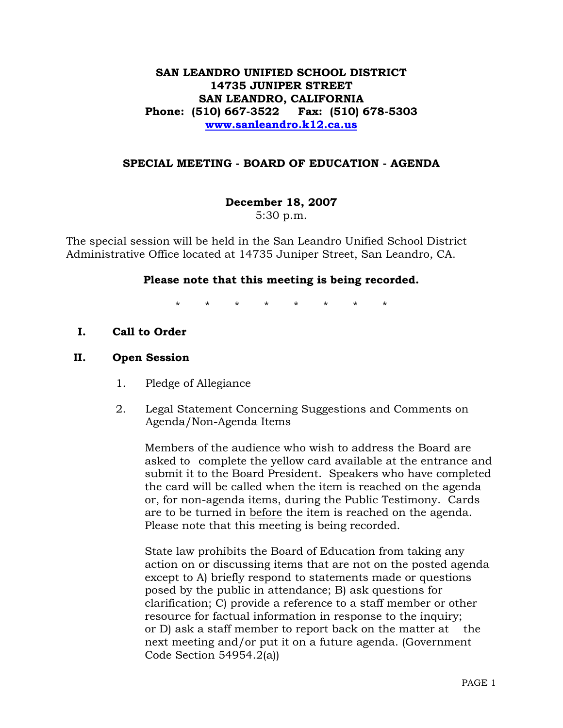**SAN LEANDRO UNIFIED SCHOOL DISTRICT**
**14735 JUNIPER STREET**
**SAN LEANDRO, CALIFORNIA**
**Phone: (510) 667-3522 Fax: (510) 678-5303**
**www.sanleandro.k12.ca.us**

# SPECIAL MEETING - BOARD OF EDUCATION - AGENDA

**December 18, 2007**
5:30 p.m.

The special session will be held in the San Leandro Unified School District Administrative Office located at 14735 Juniper Street, San Leandro, CA.

**Please note that this meeting is being recorded.**

\* \* \* \* \* \* \* \*

## I. Call to Order

## II. Open Session

1. Pledge of Allegiance

2. Legal Statement Concerning Suggestions and Comments on Agenda/Non-Agenda Items

   Members of the audience who wish to address the Board are asked to complete the yellow card available at the entrance and submit it to the Board President. Speakers who have completed the card will be called when the item is reached on the agenda or, for non-agenda items, during the Public Testimony. Cards are to be turned in <u>before</u> the item is reached on the agenda. Please note that this meeting is being recorded.

   State law prohibits the Board of Education from taking any action on or discussing items that are not on the posted agenda except to A) briefly respond to statements made or questions posed by the public in attendance; B) ask questions for clarification; C) provide a reference to a staff member or other resource for factual information in response to the inquiry; or D) ask a staff member to report back on the matter at the next meeting and/or put it on a future agenda. (Government Code Section 54954.2(a))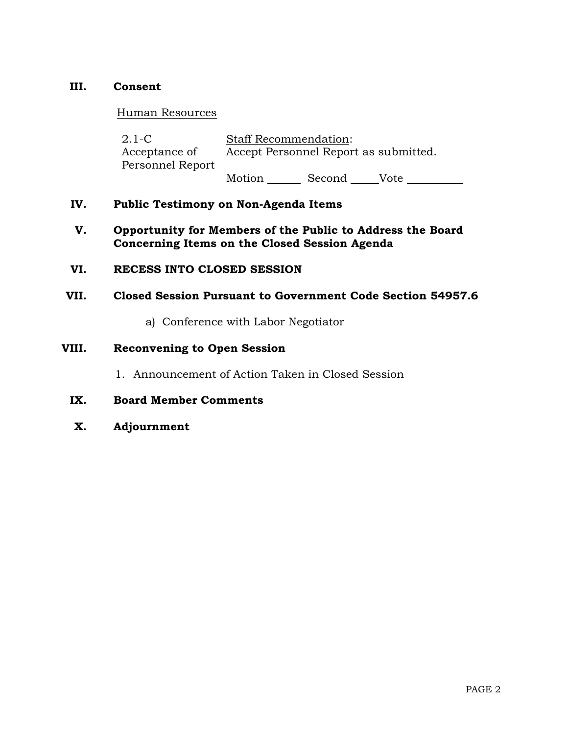## III. Consent

Human Resources

| | |
|---|---|
| 2.1-C Acceptance of Personnel Report | Staff Recommendation: Accept Personnel Report as submitted. |
| | Motion ______ Second _____Vote __________ |

## IV. Public Testimony on Non-Agenda Items

## V. Opportunity for Members of the Public to Address the Board Concerning Items on the Closed Session Agenda

## VI. RECESS INTO CLOSED SESSION

## VII. Closed Session Pursuant to Government Code Section 54957.6

a) Conference with Labor Negotiator

## VIII. Reconvening to Open Session

1. Announcement of Action Taken in Closed Session

## IX. Board Member Comments

## X. Adjournment